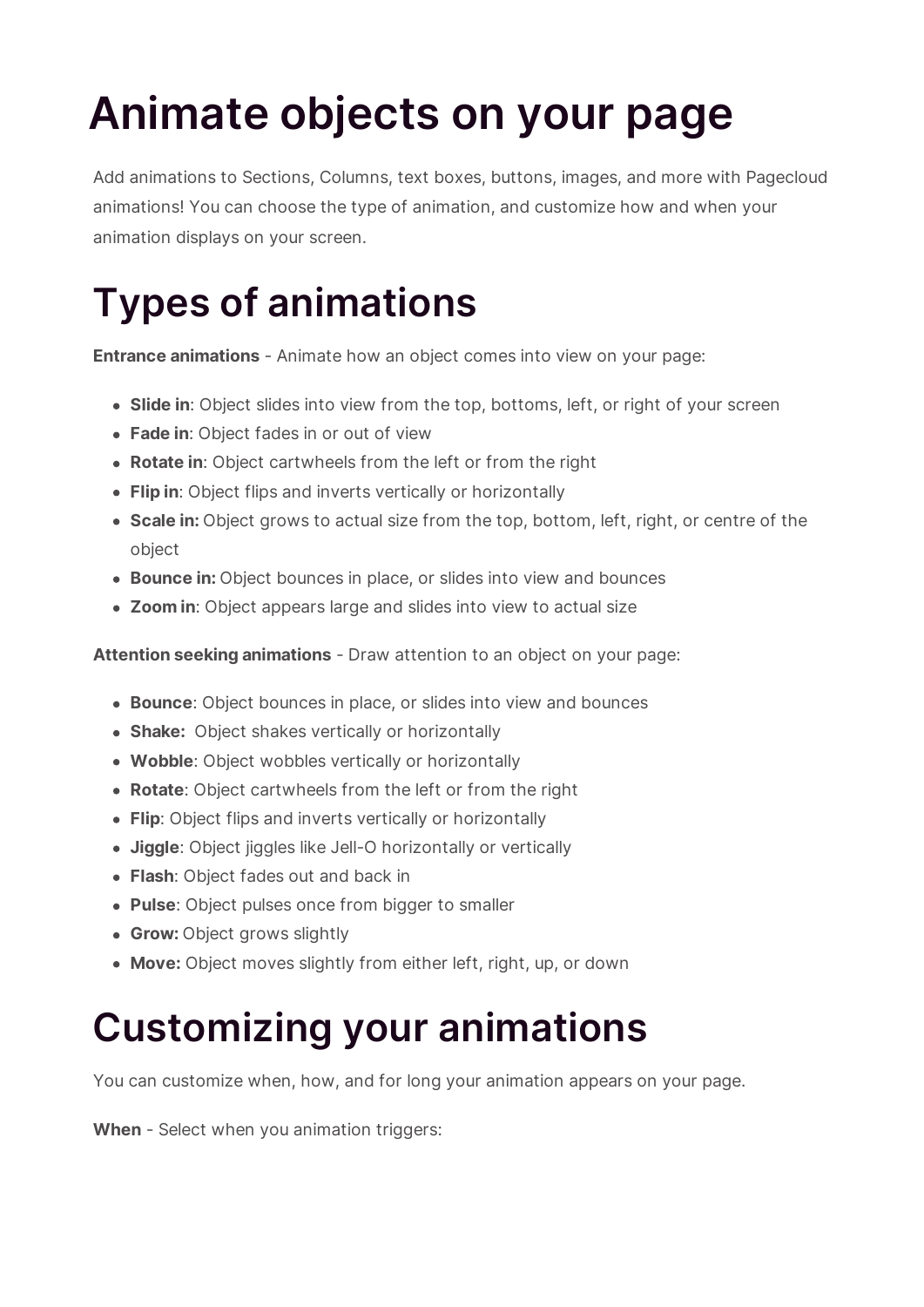# Animate objects on your page

Add animations to Sections, Columns, text boxes, buttons, images, and more with Pagecloud animations! You can choose the type of animation, and customize how and when your animation displays on your screen.

# Types of animations

**Entrance animations** - Animate how an object comes into view on your page:

- **Slide in**: Object slides into view from the top, bottoms, left, or right of your screen
- **Fade in**: Object fades in or out of view
- **Rotate in**: Object cartwheels from the left or from the right
- **Flip in**: Object flips and inverts vertically or horizontally
- **Scale in:** Object grows to actual size from the top, bottom, left, right, or centre of the object
- **Bounce in:** Object bounces in place, or slides into view and bounces
- **Zoom in**: Object appears large and slides into view to actual size

**Attention seeking animations** - Draw attention to an object on your page:

- **Bounce**: Object bounces in place, or slides into view and bounces
- **Shake:** Object shakes vertically or horizontally
- **Wobble**: Object wobbles vertically or horizontally
- **Rotate**: Object cartwheels from the left or from the right
- **Flip**: Object flips and inverts vertically or horizontally
- **Jiggle**: Object jiggles like Jell-O horizontally or vertically
- **Flash**: Object fades out and back in
- **Pulse**: Object pulses once from bigger to smaller
- **Grow:** Object grows slightly
- **Move:** Object moves slightly from either left, right, up, or down

# Customizing your animations

You can customize when, how, and for long your animation appears on your page.

**When** - Select when you animation triggers: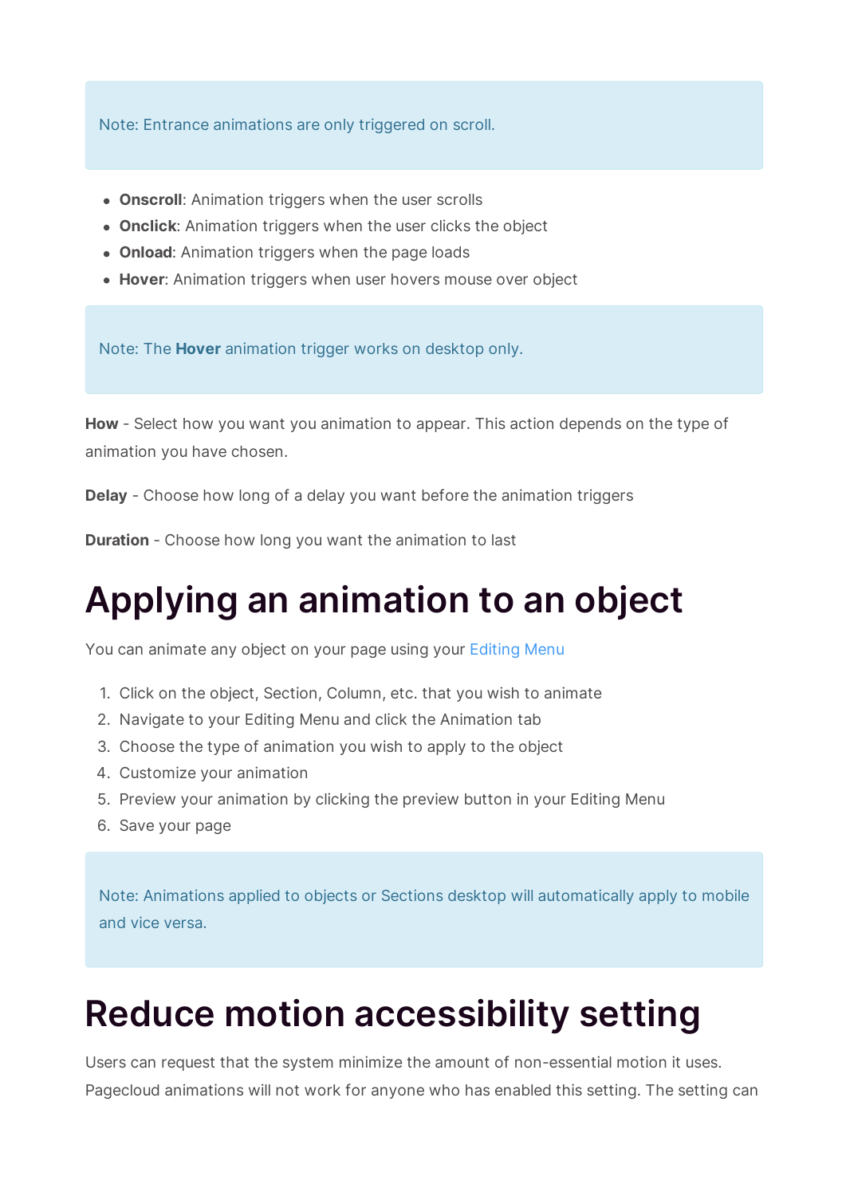> Note: Entrance animations are only triggered on scroll.

- **Onscroll**: Animation triggers when the user scrolls
- **Onclick**: Animation triggers when the user clicks the object
- **Onload**: Animation triggers when the page loads
- **Hover**: Animation triggers when user hovers mouse over object

> Note: The **Hover** animation trigger works on desktop only.

**How** - Select how you want you animation to appear. This action depends on the type of animation you have chosen.

**Delay** - Choose how long of a delay you want before the animation triggers

**Duration** - Choose how long you want the animation to last

# Applying an animation to an object

You can animate any object on your page using your Editing Menu

1. Click on the object, Section, Column, etc. that you wish to animate
2. Navigate to your Editing Menu and click the Animation tab
3. Choose the type of animation you wish to apply to the object
4. Customize your animation
5. Preview your animation by clicking the preview button in your Editing Menu
6. Save your page

> Note: Animations applied to objects or Sections desktop will automatically apply to mobile and vice versa.

# Reduce motion accessibility setting

Users can request that the system minimize the amount of non-essential motion it uses. Pagecloud animations will not work for anyone who has enabled this setting. The setting can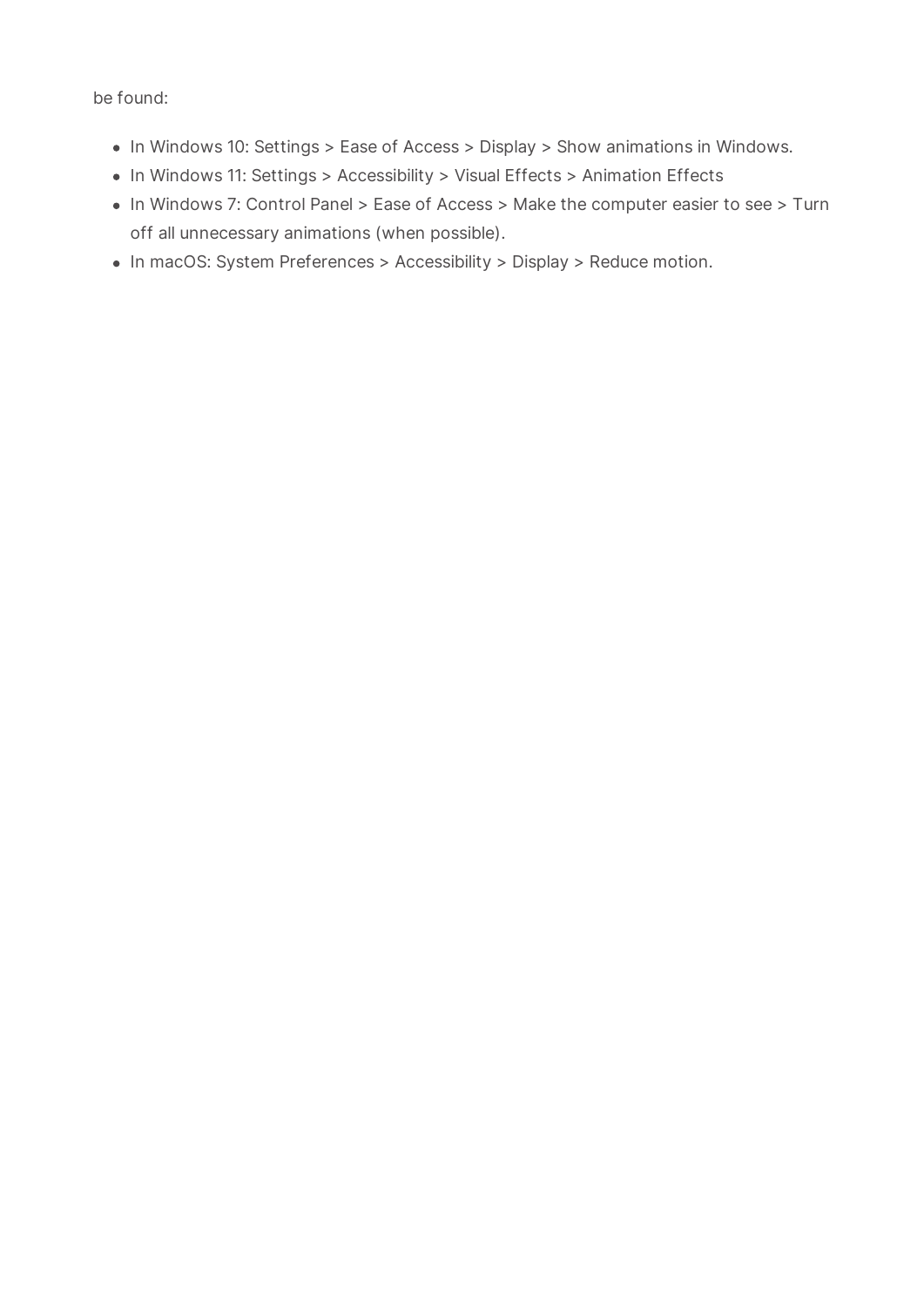be found:

- In Windows 10: Settings > Ease of Access > Display > Show animations in Windows.
- In Windows 11: Settings > Accessibility > Visual Effects > Animation Effects
- In Windows 7: Control Panel > Ease of Access > Make the computer easier to see > Turn off all unnecessary animations (when possible).
- In macOS: System Preferences > Accessibility > Display > Reduce motion.